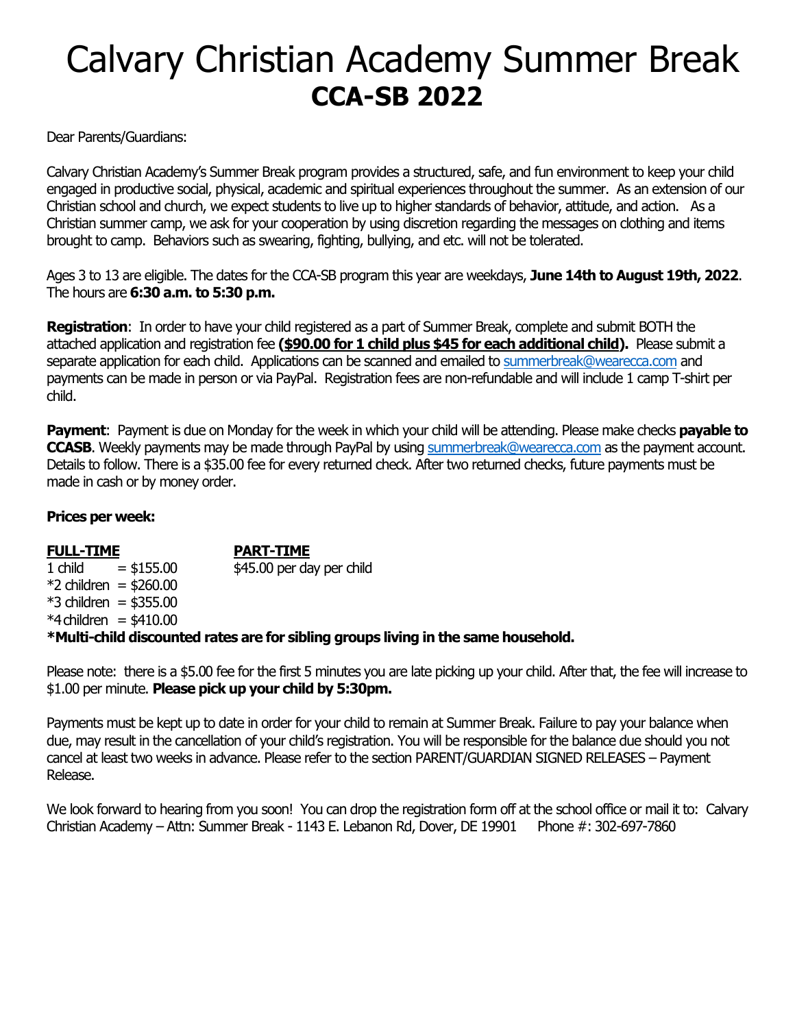# Calvary Christian Academy Summer Break
## CCA-SB 2022

Dear Parents/Guardians:

Calvary Christian Academy's Summer Break program provides a structured, safe, and fun environment to keep your child engaged in productive social, physical, academic and spiritual experiences throughout the summer. As an extension of our Christian school and church, we expect students to live up to higher standards of behavior, attitude, and action. As a Christian summer camp, we ask for your cooperation by using discretion regarding the messages on clothing and items brought to camp. Behaviors such as swearing, fighting, bullying, and etc. will not be tolerated.

Ages 3 to 13 are eligible. The dates for the CCA-SB program this year are weekdays, **June 14th to August 19th, 2022**. The hours are **6:30 a.m. to 5:30 p.m.**

**Registration**: In order to have your child registered as a part of Summer Break, complete and submit BOTH the attached application and registration fee **(<u>$90.00 for 1 child plus $45 for each additional child</u>).** Please submit a separate application for each child. Applications can be scanned and emailed to summerbreak@wearecca.com and payments can be made in person or via PayPal. Registration fees are non-refundable and will include 1 camp T-shirt per child.

**Payment**: Payment is due on Monday for the week in which your child will be attending. Please make checks **payable to CCASB**. Weekly payments may be made through PayPal by using summerbreak@wearecca.com as the payment account. Details to follow. There is a $35.00 fee for every returned check. After two returned checks, future payments must be made in cash or by money order.

**Prices per week:**

| **FULL-TIME** | | **PART-TIME** |
|---|---|---|
| 1 child | = $155.00 | $45.00 per day per child |
| *2 children | = $260.00 | |
| *3 children | = $355.00 | |
| *4 children | = $410.00 | |

***Multi-child discounted rates are for sibling groups living in the same household.**

Please note: there is a $5.00 fee for the first 5 minutes you are late picking up your child. After that, the fee will increase to $1.00 per minute. **Please pick up your child by 5:30pm.**

Payments must be kept up to date in order for your child to remain at Summer Break. Failure to pay your balance when due, may result in the cancellation of your child's registration. You will be responsible for the balance due should you not cancel at least two weeks in advance. Please refer to the section PARENT/GUARDIAN SIGNED RELEASES – Payment Release.

We look forward to hearing from you soon! You can drop the registration form off at the school office or mail it to: Calvary Christian Academy – Attn: Summer Break - 1143 E. Lebanon Rd, Dover, DE 19901 Phone #: 302-697-7860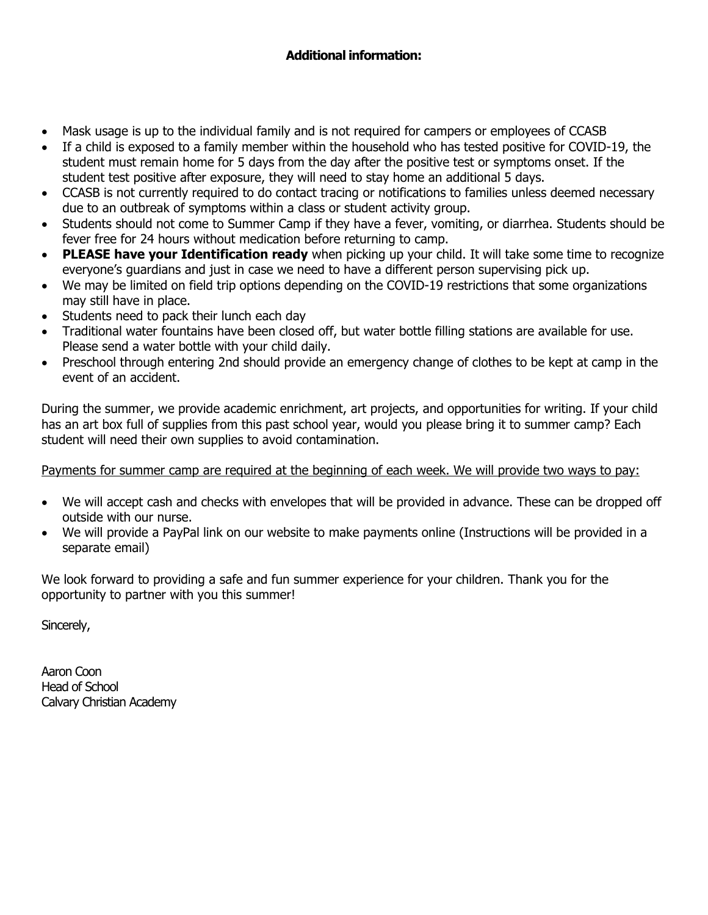**Additional information:**

- Mask usage is up to the individual family and is not required for campers or employees of CCASB
- If a child is exposed to a family member within the household who has tested positive for COVID-19, the student must remain home for 5 days from the day after the positive test or symptoms onset. If the student test positive after exposure, they will need to stay home an additional 5 days.
- CCASB is not currently required to do contact tracing or notifications to families unless deemed necessary due to an outbreak of symptoms within a class or student activity group.
- Students should not come to Summer Camp if they have a fever, vomiting, or diarrhea. Students should be fever free for 24 hours without medication before returning to camp.
- **PLEASE have your Identification ready** when picking up your child. It will take some time to recognize everyone's guardians and just in case we need to have a different person supervising pick up.
- We may be limited on field trip options depending on the COVID-19 restrictions that some organizations may still have in place.
- Students need to pack their lunch each day
- Traditional water fountains have been closed off, but water bottle filling stations are available for use. Please send a water bottle with your child daily.
- Preschool through entering 2nd should provide an emergency change of clothes to be kept at camp in the event of an accident.

During the summer, we provide academic enrichment, art projects, and opportunities for writing. If your child has an art box full of supplies from this past school year, would you please bring it to summer camp? Each student will need their own supplies to avoid contamination.

<u>Payments for summer camp are required at the beginning of each week. We will provide two ways to pay:</u>

- We will accept cash and checks with envelopes that will be provided in advance. These can be dropped off outside with our nurse.
- We will provide a PayPal link on our website to make payments online (Instructions will be provided in a separate email)

We look forward to providing a safe and fun summer experience for your children. Thank you for the opportunity to partner with you this summer!

Sincerely,

Aaron Coon
Head of School
Calvary Christian Academy